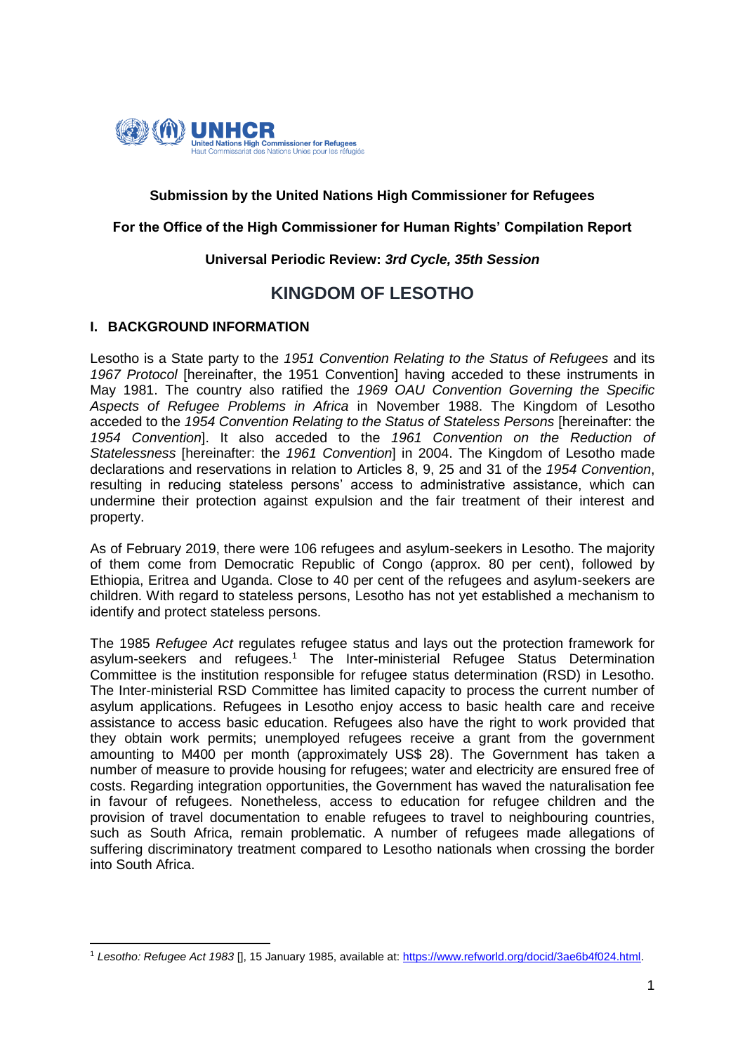**Submission by the United Nations High Commissioner for Refugees**

**For the Office of the High Commissioner for Human Rights' Compilation Report**

**Universal Periodic Review: *3rd Cycle, 35th Session***

# KINGDOM OF LESOTHO

## I. BACKGROUND INFORMATION

Lesotho is a State party to the *1951 Convention Relating to the Status of Refugees* and its *1967 Protocol* [hereinafter, the 1951 Convention] having acceded to these instruments in May 1981. The country also ratified the *1969 OAU Convention Governing the Specific Aspects of Refugee Problems in Africa* in November 1988. The Kingdom of Lesotho acceded to the *1954 Convention Relating to the Status of Stateless Persons* [hereinafter: the *1954 Convention*]. It also acceded to the *1961 Convention on the Reduction of Statelessness* [hereinafter: the *1961 Convention*] in 2004. The Kingdom of Lesotho made declarations and reservations in relation to Articles 8, 9, 25 and 31 of the *1954 Convention*, resulting in reducing stateless persons' access to administrative assistance, which can undermine their protection against expulsion and the fair treatment of their interest and property.

As of February 2019, there were 106 refugees and asylum-seekers in Lesotho. The majority of them come from Democratic Republic of Congo (approx. 80 per cent), followed by Ethiopia, Eritrea and Uganda. Close to 40 per cent of the refugees and asylum-seekers are children. With regard to stateless persons, Lesotho has not yet established a mechanism to identify and protect stateless persons.

The 1985 *Refugee Act* regulates refugee status and lays out the protection framework for asylum-seekers and refugees.[1] The Inter-ministerial Refugee Status Determination Committee is the institution responsible for refugee status determination (RSD) in Lesotho. The Inter-ministerial RSD Committee has limited capacity to process the current number of asylum applications. Refugees in Lesotho enjoy access to basic health care and receive assistance to access basic education. Refugees also have the right to work provided that they obtain work permits; unemployed refugees receive a grant from the government amounting to M400 per month (approximately US$ 28). The Government has taken a number of measure to provide housing for refugees; water and electricity are ensured free of costs. Regarding integration opportunities, the Government has waved the naturalisation fee in favour of refugees. Nonetheless, access to education for refugee children and the provision of travel documentation to enable refugees to travel to neighbouring countries, such as South Africa, remain problematic. A number of refugees made allegations of suffering discriminatory treatment compared to Lesotho nationals when crossing the border into South Africa.

---

[1] *Lesotho: Refugee Act 1983* [], 15 January 1985, available at: https://www.refworld.org/docid/3ae6b4f024.html.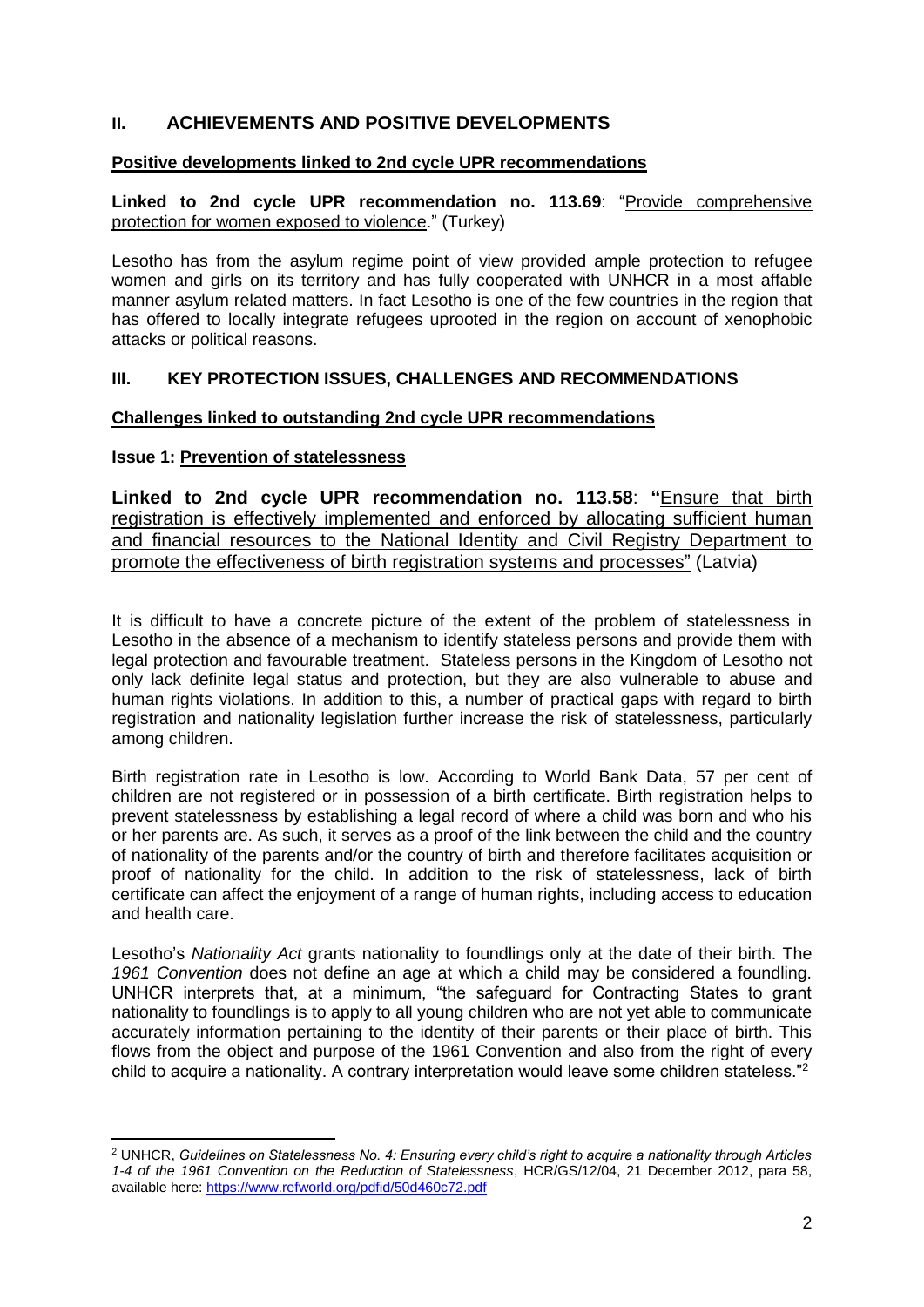## II. ACHIEVEMENTS AND POSITIVE DEVELOPMENTS

**Positive developments linked to 2nd cycle UPR recommendations**

**Linked to 2nd cycle UPR recommendation no. 113.69**: "Provide comprehensive protection for women exposed to violence." (Turkey)

Lesotho has from the asylum regime point of view provided ample protection to refugee women and girls on its territory and has fully cooperated with UNHCR in a most affable manner asylum related matters. In fact Lesotho is one of the few countries in the region that has offered to locally integrate refugees uprooted in the region on account of xenophobic attacks or political reasons.

## III. KEY PROTECTION ISSUES, CHALLENGES AND RECOMMENDATIONS

**Challenges linked to outstanding 2nd cycle UPR recommendations**

**Issue 1: Prevention of statelessness**

**Linked to 2nd cycle UPR recommendation no. 113.58**: **"**Ensure that birth registration is effectively implemented and enforced by allocating sufficient human and financial resources to the National Identity and Civil Registry Department to promote the effectiveness of birth registration systems and processes" (Latvia)

It is difficult to have a concrete picture of the extent of the problem of statelessness in Lesotho in the absence of a mechanism to identify stateless persons and provide them with legal protection and favourable treatment. Stateless persons in the Kingdom of Lesotho not only lack definite legal status and protection, but they are also vulnerable to abuse and human rights violations. In addition to this, a number of practical gaps with regard to birth registration and nationality legislation further increase the risk of statelessness, particularly among children.

Birth registration rate in Lesotho is low. According to World Bank Data, 57 per cent of children are not registered or in possession of a birth certificate. Birth registration helps to prevent statelessness by establishing a legal record of where a child was born and who his or her parents are. As such, it serves as a proof of the link between the child and the country of nationality of the parents and/or the country of birth and therefore facilitates acquisition or proof of nationality for the child. In addition to the risk of statelessness, lack of birth certificate can affect the enjoyment of a range of human rights, including access to education and health care.

Lesotho's *Nationality Act* grants nationality to foundlings only at the date of their birth. The *1961 Convention* does not define an age at which a child may be considered a foundling. UNHCR interprets that, at a minimum, "the safeguard for Contracting States to grant nationality to foundlings is to apply to all young children who are not yet able to communicate accurately information pertaining to the identity of their parents or their place of birth. This flows from the object and purpose of the 1961 Convention and also from the right of every child to acquire a nationality. A contrary interpretation would leave some children stateless."[2]

---

[2] UNHCR, *Guidelines on Statelessness No. 4: Ensuring every child's right to acquire a nationality through Articles 1-4 of the 1961 Convention on the Reduction of Statelessness*, HCR/GS/12/04, 21 December 2012, para 58, available here: https://www.refworld.org/pdfid/50d460c72.pdf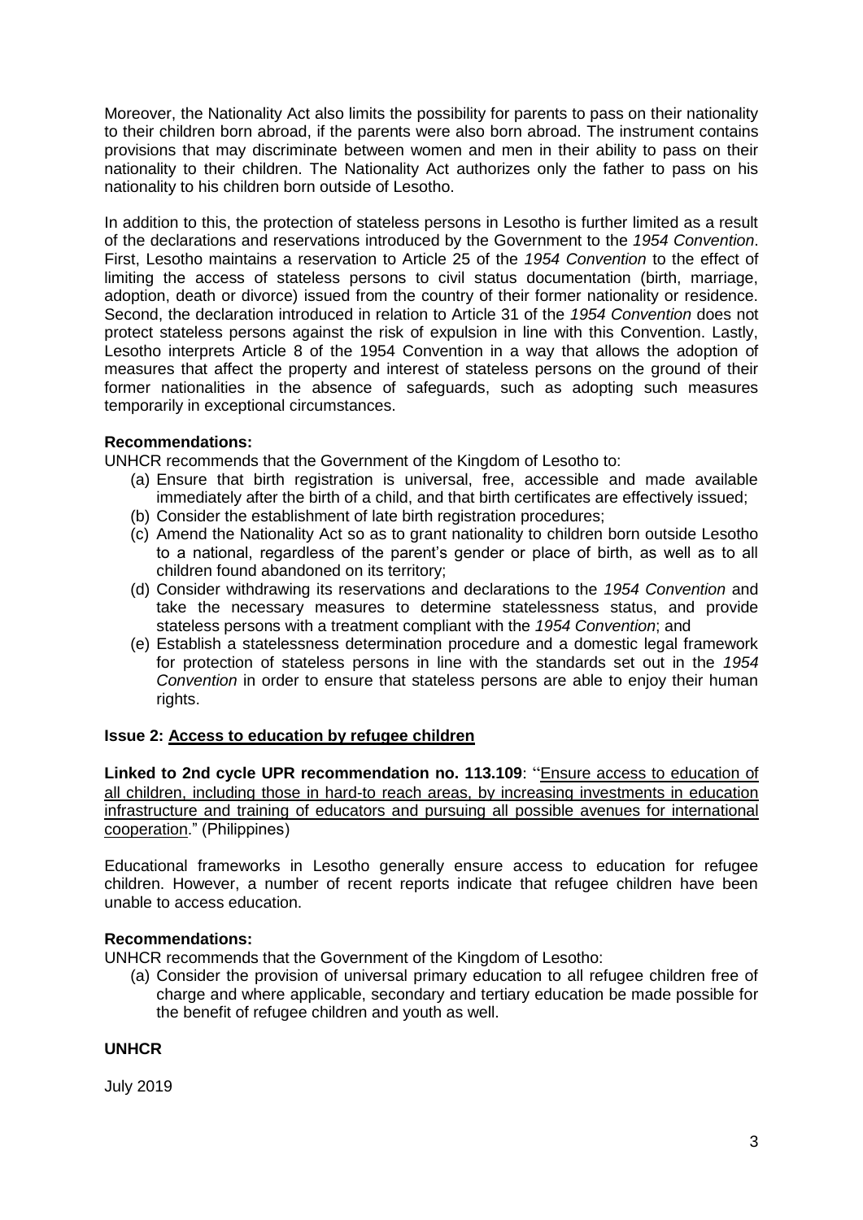Moreover, the Nationality Act also limits the possibility for parents to pass on their nationality to their children born abroad, if the parents were also born abroad. The instrument contains provisions that may discriminate between women and men in their ability to pass on their nationality to their children. The Nationality Act authorizes only the father to pass on his nationality to his children born outside of Lesotho.

In addition to this, the protection of stateless persons in Lesotho is further limited as a result of the declarations and reservations introduced by the Government to the *1954 Convention*. First, Lesotho maintains a reservation to Article 25 of the *1954 Convention* to the effect of limiting the access of stateless persons to civil status documentation (birth, marriage, adoption, death or divorce) issued from the country of their former nationality or residence. Second, the declaration introduced in relation to Article 31 of the *1954 Convention* does not protect stateless persons against the risk of expulsion in line with this Convention. Lastly, Lesotho interprets Article 8 of the 1954 Convention in a way that allows the adoption of measures that affect the property and interest of stateless persons on the ground of their former nationalities in the absence of safeguards, such as adopting such measures temporarily in exceptional circumstances.

**Recommendations:**

UNHCR recommends that the Government of the Kingdom of Lesotho to:

(a) Ensure that birth registration is universal, free, accessible and made available immediately after the birth of a child, and that birth certificates are effectively issued;
(b) Consider the establishment of late birth registration procedures;
(c) Amend the Nationality Act so as to grant nationality to children born outside Lesotho to a national, regardless of the parent's gender or place of birth, as well as to all children found abandoned on its territory;
(d) Consider withdrawing its reservations and declarations to the *1954 Convention* and take the necessary measures to determine statelessness status, and provide stateless persons with a treatment compliant with the *1954 Convention*; and
(e) Establish a statelessness determination procedure and a domestic legal framework for protection of stateless persons in line with the standards set out in the *1954 Convention* in order to ensure that stateless persons are able to enjoy their human rights.

**Issue 2: Access to education by refugee children**

**Linked to 2nd cycle UPR recommendation no. 113.109**: "Ensure access to education of all children, including those in hard-to reach areas, by increasing investments in education infrastructure and training of educators and pursuing all possible avenues for international cooperation." (Philippines)

Educational frameworks in Lesotho generally ensure access to education for refugee children. However, a number of recent reports indicate that refugee children have been unable to access education.

**Recommendations:**

UNHCR recommends that the Government of the Kingdom of Lesotho:

(a) Consider the provision of universal primary education to all refugee children free of charge and where applicable, secondary and tertiary education be made possible for the benefit of refugee children and youth as well.

**UNHCR**

July 2019